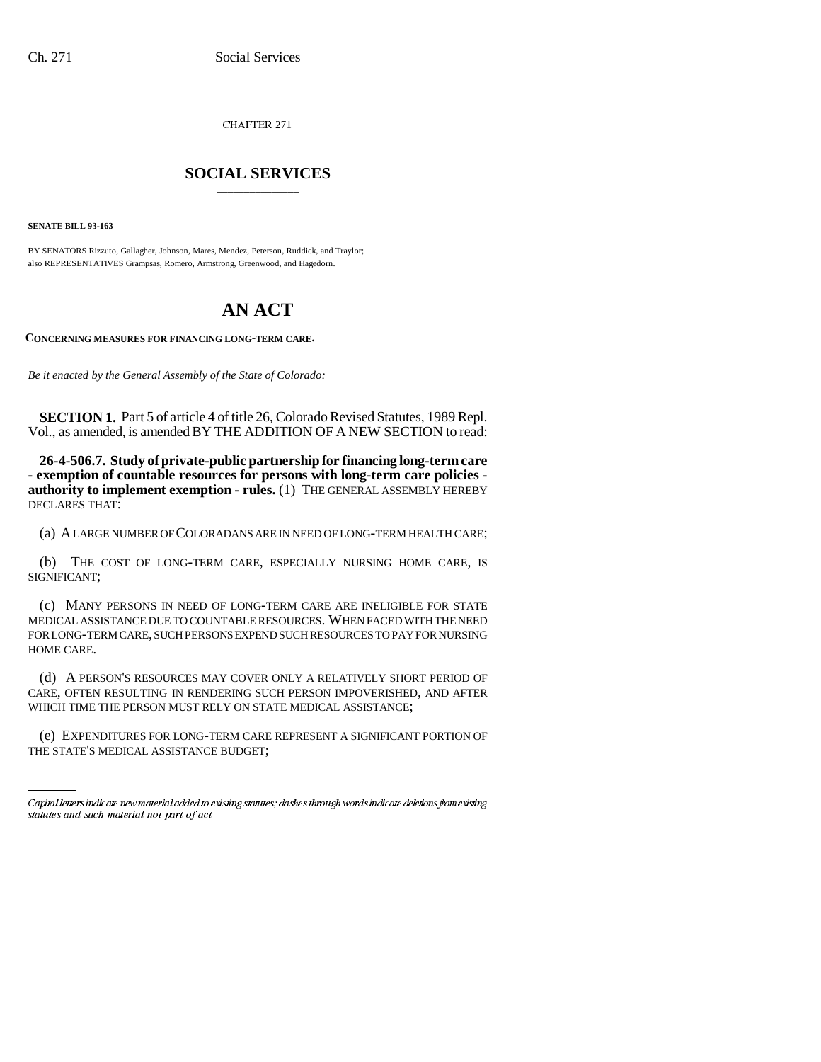CHAPTER 271

## SOCIAL SERVICES

**SENATE BILL 93-163**

BY SENATORS Rizzuto, Gallagher, Johnson, Mares, Mendez, Peterson, Ruddick, and Traylor;
also REPRESENTATIVES Grampsas, Romero, Armstrong, Greenwood, and Hagedorn.

# AN ACT

**CONCERNING MEASURES FOR FINANCING LONG-TERM CARE.**

*Be it enacted by the General Assembly of the State of Colorado:*

**SECTION 1.** Part 5 of article 4 of title 26, Colorado Revised Statutes, 1989 Repl. Vol., as amended, is amended BY THE ADDITION OF A NEW SECTION to read:

**26-4-506.7. Study of private-public partnership for financing long-term care - exemption of countable resources for persons with long-term care policies - authority to implement exemption - rules.** (1) THE GENERAL ASSEMBLY HEREBY DECLARES THAT:

(a) A LARGE NUMBER OF COLORADANS ARE IN NEED OF LONG-TERM HEALTH CARE;

(b) THE COST OF LONG-TERM CARE, ESPECIALLY NURSING HOME CARE, IS SIGNIFICANT;

(c) MANY PERSONS IN NEED OF LONG-TERM CARE ARE INELIGIBLE FOR STATE MEDICAL ASSISTANCE DUE TO COUNTABLE RESOURCES. WHEN FACED WITH THE NEED FOR LONG-TERM CARE, SUCH PERSONS EXPEND SUCH RESOURCES TO PAY FOR NURSING HOME CARE.

(d) A PERSON'S RESOURCES MAY COVER ONLY A RELATIVELY SHORT PERIOD OF CARE, OFTEN RESULTING IN RENDERING SUCH PERSON IMPOVERISHED, AND AFTER WHICH TIME THE PERSON MUST RELY ON STATE MEDICAL ASSISTANCE;

(e) EXPENDITURES FOR LONG-TERM CARE REPRESENT A SIGNIFICANT PORTION OF THE STATE'S MEDICAL ASSISTANCE BUDGET;

*Capital letters indicate new material added to existing statutes; dashes through words indicate deletions from existing statutes and such material not part of act.*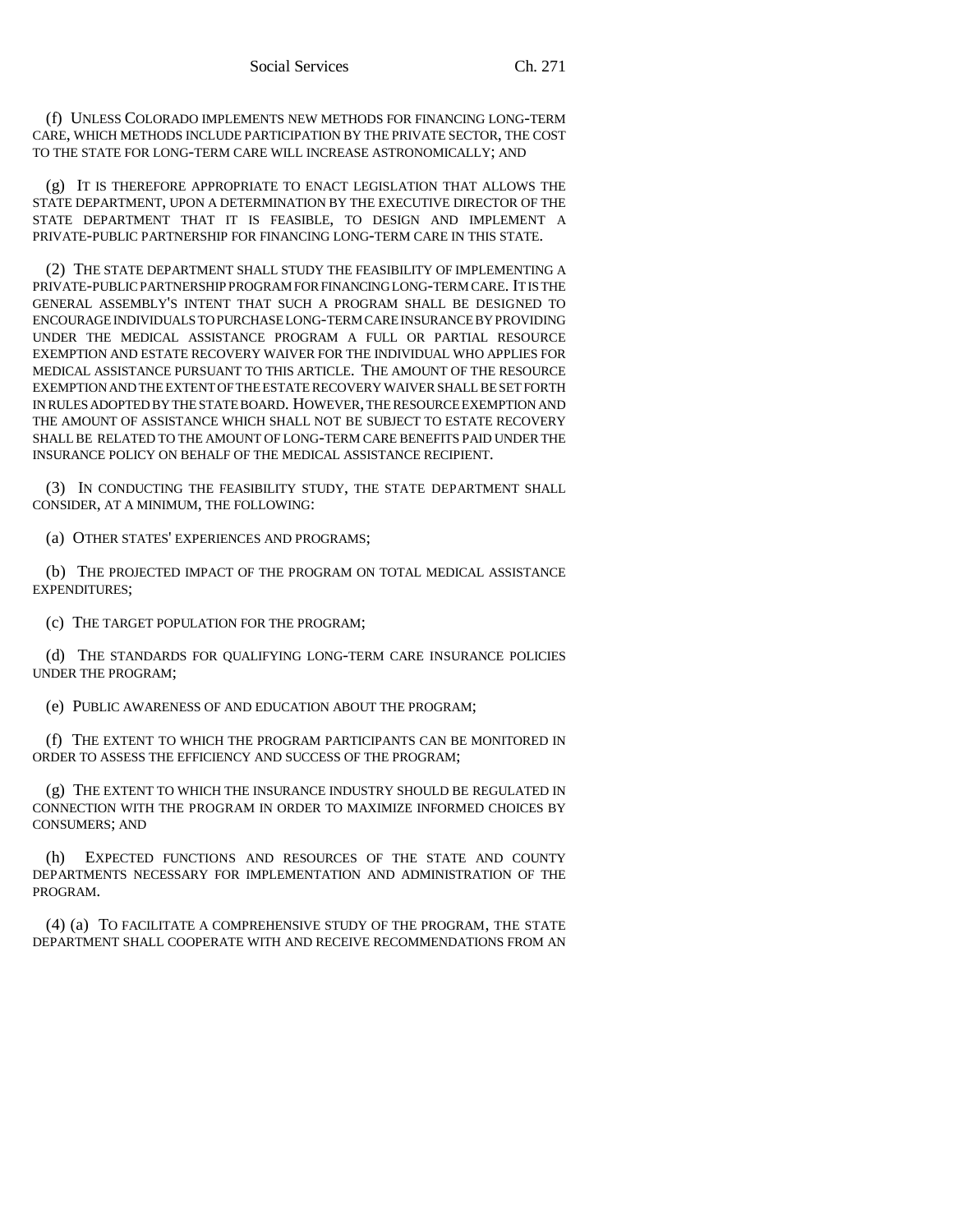(f) UNLESS COLORADO IMPLEMENTS NEW METHODS FOR FINANCING LONG-TERM CARE, WHICH METHODS INCLUDE PARTICIPATION BY THE PRIVATE SECTOR, THE COST TO THE STATE FOR LONG-TERM CARE WILL INCREASE ASTRONOMICALLY; AND

(g) IT IS THEREFORE APPROPRIATE TO ENACT LEGISLATION THAT ALLOWS THE STATE DEPARTMENT, UPON A DETERMINATION BY THE EXECUTIVE DIRECTOR OF THE STATE DEPARTMENT THAT IT IS FEASIBLE, TO DESIGN AND IMPLEMENT A PRIVATE-PUBLIC PARTNERSHIP FOR FINANCING LONG-TERM CARE IN THIS STATE.

(2) THE STATE DEPARTMENT SHALL STUDY THE FEASIBILITY OF IMPLEMENTING A PRIVATE-PUBLIC PARTNERSHIP PROGRAM FOR FINANCING LONG-TERM CARE. IT IS THE GENERAL ASSEMBLY'S INTENT THAT SUCH A PROGRAM SHALL BE DESIGNED TO ENCOURAGE INDIVIDUALS TO PURCHASE LONG-TERM CARE INSURANCE BY PROVIDING UNDER THE MEDICAL ASSISTANCE PROGRAM A FULL OR PARTIAL RESOURCE EXEMPTION AND ESTATE RECOVERY WAIVER FOR THE INDIVIDUAL WHO APPLIES FOR MEDICAL ASSISTANCE PURSUANT TO THIS ARTICLE. THE AMOUNT OF THE RESOURCE EXEMPTION AND THE EXTENT OF THE ESTATE RECOVERY WAIVER SHALL BE SET FORTH IN RULES ADOPTED BY THE STATE BOARD. HOWEVER, THE RESOURCE EXEMPTION AND THE AMOUNT OF ASSISTANCE WHICH SHALL NOT BE SUBJECT TO ESTATE RECOVERY SHALL BE RELATED TO THE AMOUNT OF LONG-TERM CARE BENEFITS PAID UNDER THE INSURANCE POLICY ON BEHALF OF THE MEDICAL ASSISTANCE RECIPIENT.

(3) IN CONDUCTING THE FEASIBILITY STUDY, THE STATE DEPARTMENT SHALL CONSIDER, AT A MINIMUM, THE FOLLOWING:

(a) OTHER STATES' EXPERIENCES AND PROGRAMS;

(b) THE PROJECTED IMPACT OF THE PROGRAM ON TOTAL MEDICAL ASSISTANCE EXPENDITURES;

(c) THE TARGET POPULATION FOR THE PROGRAM;

(d) THE STANDARDS FOR QUALIFYING LONG-TERM CARE INSURANCE POLICIES UNDER THE PROGRAM;

(e) PUBLIC AWARENESS OF AND EDUCATION ABOUT THE PROGRAM;

(f) THE EXTENT TO WHICH THE PROGRAM PARTICIPANTS CAN BE MONITORED IN ORDER TO ASSESS THE EFFICIENCY AND SUCCESS OF THE PROGRAM;

(g) THE EXTENT TO WHICH THE INSURANCE INDUSTRY SHOULD BE REGULATED IN CONNECTION WITH THE PROGRAM IN ORDER TO MAXIMIZE INFORMED CHOICES BY CONSUMERS; AND

(h) EXPECTED FUNCTIONS AND RESOURCES OF THE STATE AND COUNTY DEPARTMENTS NECESSARY FOR IMPLEMENTATION AND ADMINISTRATION OF THE PROGRAM.

(4) (a) TO FACILITATE A COMPREHENSIVE STUDY OF THE PROGRAM, THE STATE DEPARTMENT SHALL COOPERATE WITH AND RECEIVE RECOMMENDATIONS FROM AN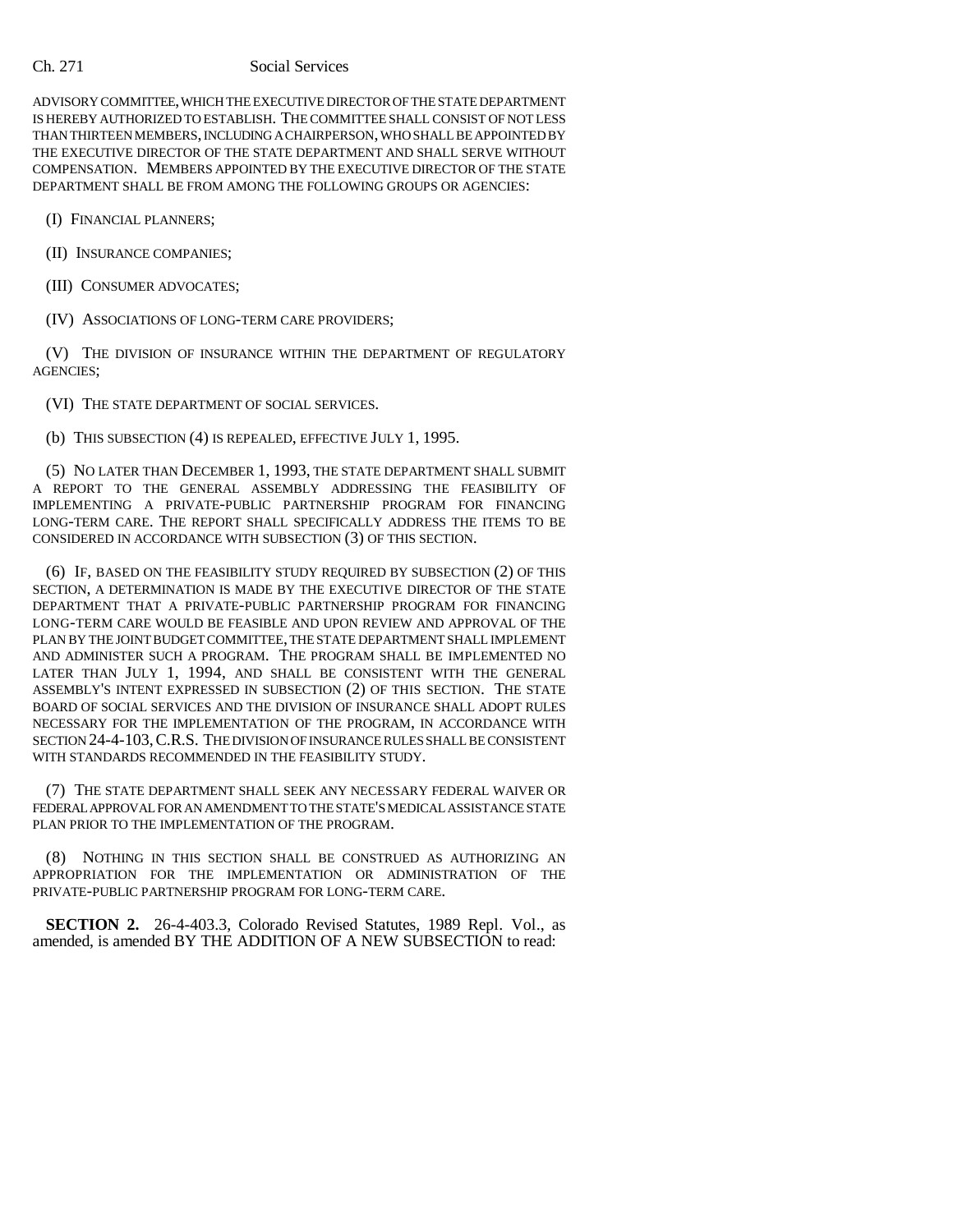ADVISORY COMMITTEE, WHICH THE EXECUTIVE DIRECTOR OF THE STATE DEPARTMENT IS HEREBY AUTHORIZED TO ESTABLISH. THE COMMITTEE SHALL CONSIST OF NOT LESS THAN THIRTEEN MEMBERS, INCLUDING A CHAIRPERSON, WHO SHALL BE APPOINTED BY THE EXECUTIVE DIRECTOR OF THE STATE DEPARTMENT AND SHALL SERVE WITHOUT COMPENSATION. MEMBERS APPOINTED BY THE EXECUTIVE DIRECTOR OF THE STATE DEPARTMENT SHALL BE FROM AMONG THE FOLLOWING GROUPS OR AGENCIES:

(I) FINANCIAL PLANNERS;

(II) INSURANCE COMPANIES;

(III) CONSUMER ADVOCATES;

(IV) ASSOCIATIONS OF LONG-TERM CARE PROVIDERS;

(V) THE DIVISION OF INSURANCE WITHIN THE DEPARTMENT OF REGULATORY AGENCIES;

(VI) THE STATE DEPARTMENT OF SOCIAL SERVICES.

(b) THIS SUBSECTION (4) IS REPEALED, EFFECTIVE JULY 1, 1995.

(5) NO LATER THAN DECEMBER 1, 1993, THE STATE DEPARTMENT SHALL SUBMIT A REPORT TO THE GENERAL ASSEMBLY ADDRESSING THE FEASIBILITY OF IMPLEMENTING A PRIVATE-PUBLIC PARTNERSHIP PROGRAM FOR FINANCING LONG-TERM CARE. THE REPORT SHALL SPECIFICALLY ADDRESS THE ITEMS TO BE CONSIDERED IN ACCORDANCE WITH SUBSECTION (3) OF THIS SECTION.

(6) IF, BASED ON THE FEASIBILITY STUDY REQUIRED BY SUBSECTION (2) OF THIS SECTION, A DETERMINATION IS MADE BY THE EXECUTIVE DIRECTOR OF THE STATE DEPARTMENT THAT A PRIVATE-PUBLIC PARTNERSHIP PROGRAM FOR FINANCING LONG-TERM CARE WOULD BE FEASIBLE AND UPON REVIEW AND APPROVAL OF THE PLAN BY THE JOINT BUDGET COMMITTEE, THE STATE DEPARTMENT SHALL IMPLEMENT AND ADMINISTER SUCH A PROGRAM. THE PROGRAM SHALL BE IMPLEMENTED NO LATER THAN JULY 1, 1994, AND SHALL BE CONSISTENT WITH THE GENERAL ASSEMBLY'S INTENT EXPRESSED IN SUBSECTION (2) OF THIS SECTION. THE STATE BOARD OF SOCIAL SERVICES AND THE DIVISION OF INSURANCE SHALL ADOPT RULES NECESSARY FOR THE IMPLEMENTATION OF THE PROGRAM, IN ACCORDANCE WITH SECTION 24-4-103, C.R.S. THE DIVISION OF INSURANCE RULES SHALL BE CONSISTENT WITH STANDARDS RECOMMENDED IN THE FEASIBILITY STUDY.

(7) THE STATE DEPARTMENT SHALL SEEK ANY NECESSARY FEDERAL WAIVER OR FEDERAL APPROVAL FOR AN AMENDMENT TO THE STATE'S MEDICAL ASSISTANCE STATE PLAN PRIOR TO THE IMPLEMENTATION OF THE PROGRAM.

(8) NOTHING IN THIS SECTION SHALL BE CONSTRUED AS AUTHORIZING AN APPROPRIATION FOR THE IMPLEMENTATION OR ADMINISTRATION OF THE PRIVATE-PUBLIC PARTNERSHIP PROGRAM FOR LONG-TERM CARE.

**SECTION 2.** 26-4-403.3, Colorado Revised Statutes, 1989 Repl. Vol., as amended, is amended BY THE ADDITION OF A NEW SUBSECTION to read: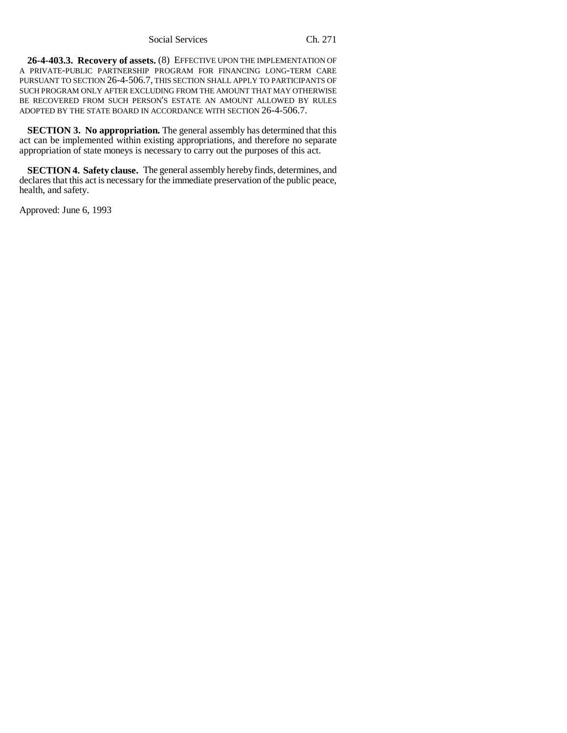**26-4-403.3. Recovery of assets.** (8) EFFECTIVE UPON THE IMPLEMENTATION OF A PRIVATE-PUBLIC PARTNERSHIP PROGRAM FOR FINANCING LONG-TERM CARE PURSUANT TO SECTION 26-4-506.7, THIS SECTION SHALL APPLY TO PARTICIPANTS OF SUCH PROGRAM ONLY AFTER EXCLUDING FROM THE AMOUNT THAT MAY OTHERWISE BE RECOVERED FROM SUCH PERSON'S ESTATE AN AMOUNT ALLOWED BY RULES ADOPTED BY THE STATE BOARD IN ACCORDANCE WITH SECTION 26-4-506.7.

**SECTION 3. No appropriation.** The general assembly has determined that this act can be implemented within existing appropriations, and therefore no separate appropriation of state moneys is necessary to carry out the purposes of this act.

**SECTION 4. Safety clause.** The general assembly hereby finds, determines, and declares that this act is necessary for the immediate preservation of the public peace, health, and safety.

Approved: June 6, 1993